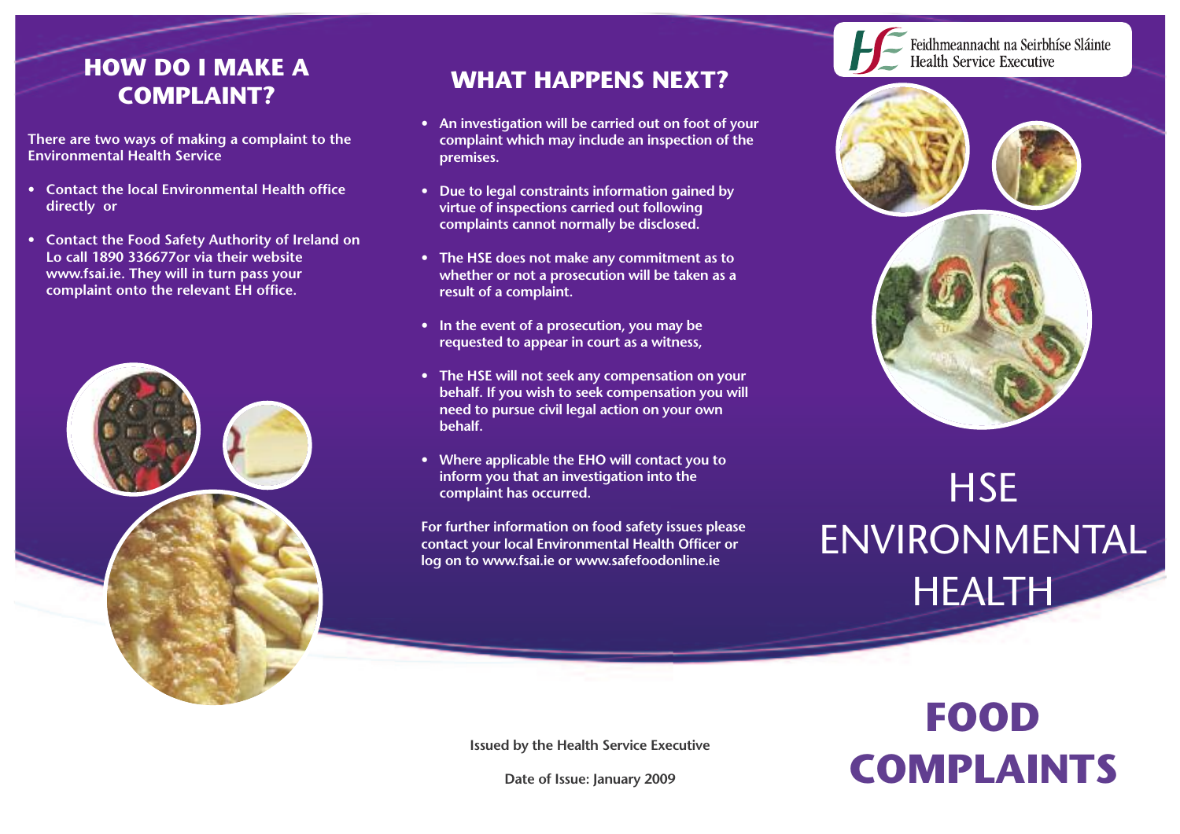## HOW DO I MAKE A COMPLAINT?

There are two ways of making a complaint to the Environmental Health Service

- Contact the local Environmental Health office directly or
- Contact the Food Safety Authority of Ireland on Lo call 1890 336677or via their website www.fsai.ie. They will in turn pass your complaint onto the relevant EH office.

## WHAT HAPPENS NEXT?

- An investigation will be carried out on foot of your complaint which may include an inspection of the premises.
- Due to legal constraints information gained by virtue of inspections carried out following complaints cannot normally be disclosed.
- The HSE does not make any commitment as to whether or not a prosecution will be taken as a result of a complaint.
- In the event of a prosecution, you may be requested to appear in court as a witness,
- The HSE will not seek any compensation on your behalf. If you wish to seek compensation you will need to pursue civil legal action on your own behalf.
- Where applicable the EHO will contact you to inform you that an investigation into the complaint has occurred.

For further information on food safety issues please contact your local Environmental Health Officer or log on to www.fsai.ie or www.safefoodonline.ie

Issued by the Health Service Executive

Date of Issue: January 2009

Feidhmeannacht na Seirbhíse Sláinte
Health Service Executive

# HSE ENVIRONMENTAL HEALTH

# FOOD COMPLAINTS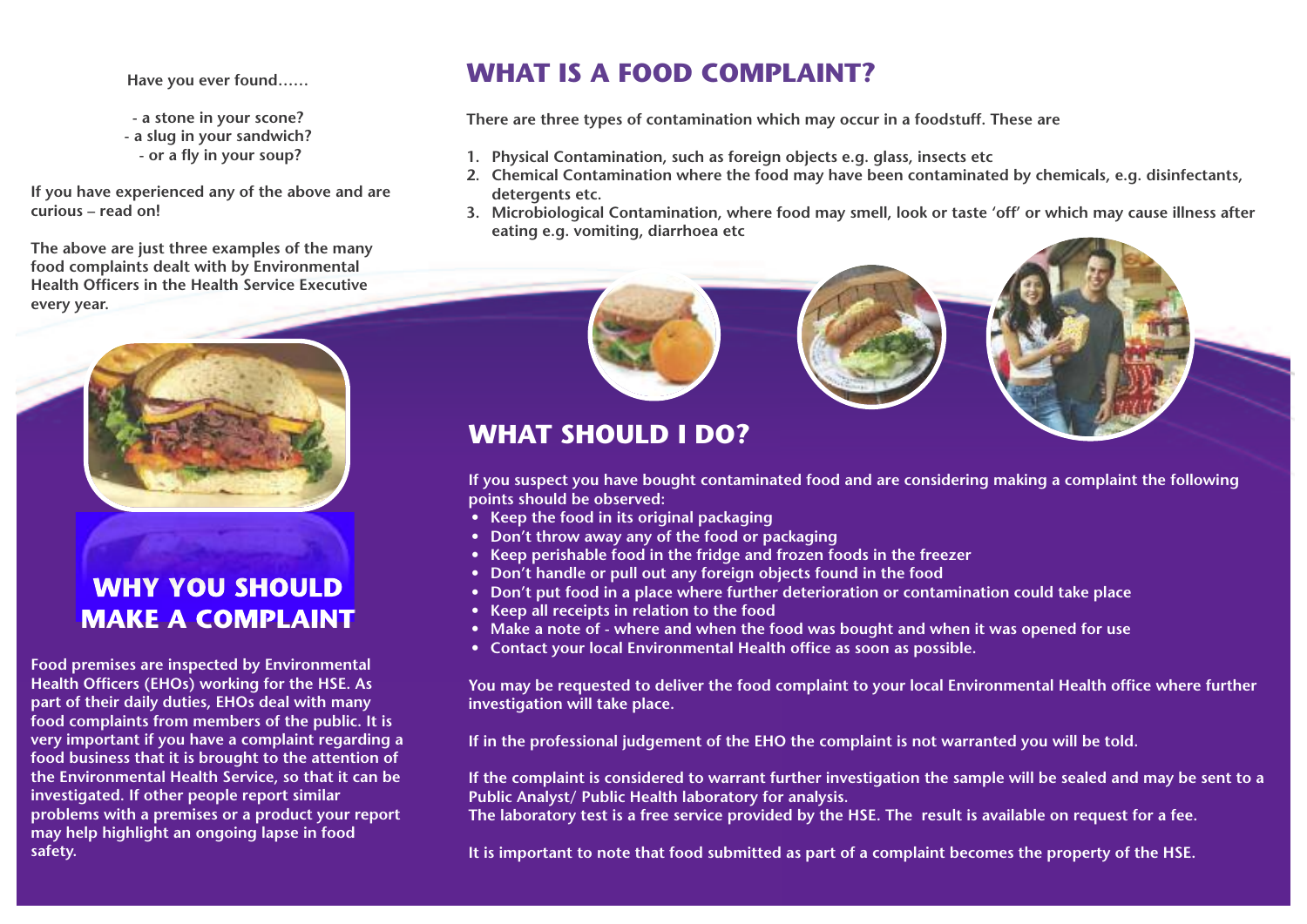Have you ever found……

- a stone in your scone?
- a slug in your sandwich?
- or a fly in your soup?

If you have experienced any of the above and are curious – read on!

The above are just three examples of the many food complaints dealt with by Environmental Health Officers in the Health Service Executive every year.

## WHY YOU SHOULD MAKE A COMPLAINT

Food premises are inspected by Environmental Health Officers (EHOs) working for the HSE. As part of their daily duties, EHOs deal with many food complaints from members of the public. It is very important if you have a complaint regarding a food business that it is brought to the attention of the Environmental Health Service, so that it can be investigated. If other people report similar problems with a premises or a product your report may help highlight an ongoing lapse in food safety.

## WHAT IS A FOOD COMPLAINT?

There are three types of contamination which may occur in a foodstuff. These are

1. Physical Contamination, such as foreign objects e.g. glass, insects etc
2. Chemical Contamination where the food may have been contaminated by chemicals, e.g. disinfectants, detergents etc.
3. Microbiological Contamination, where food may smell, look or taste 'off' or which may cause illness after eating e.g. vomiting, diarrhoea etc

## WHAT SHOULD I DO?

If you suspect you have bought contaminated food and are considering making a complaint the following points should be observed:

- Keep the food in its original packaging
- Don't throw away any of the food or packaging
- Keep perishable food in the fridge and frozen foods in the freezer
- Don't handle or pull out any foreign objects found in the food
- Don't put food in a place where further deterioration or contamination could take place
- Keep all receipts in relation to the food
- Make a note of - where and when the food was bought and when it was opened for use
- Contact your local Environmental Health office as soon as possible.

You may be requested to deliver the food complaint to your local Environmental Health office where further investigation will take place.

If in the professional judgement of the EHO the complaint is not warranted you will be told.

If the complaint is considered to warrant further investigation the sample will be sealed and may be sent to a Public Analyst/ Public Health laboratory for analysis.
The laboratory test is a free service provided by the HSE. The result is available on request for a fee.

It is important to note that food submitted as part of a complaint becomes the property of the HSE.